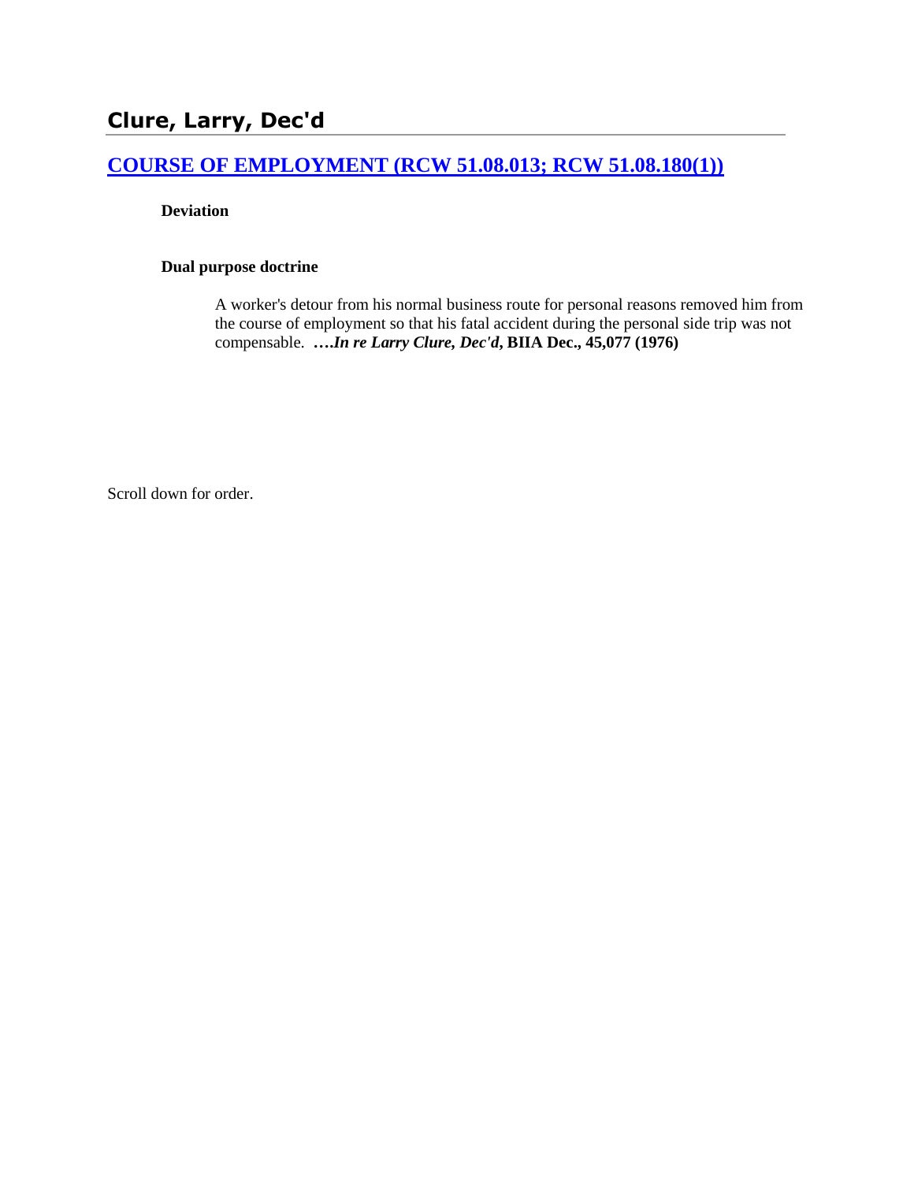# Clure, Larry, Dec'd

## COURSE OF EMPLOYMENT (RCW 51.08.013; RCW 51.08.180(1))

**Deviation**

**Dual purpose doctrine**

A worker's detour from his normal business route for personal reasons removed him from the course of employment so that his fatal accident during the personal side trip was not compensable. ***….In re Larry Clure, Dec'd*, BIIA Dec., 45,077 (1976)**

Scroll down for order.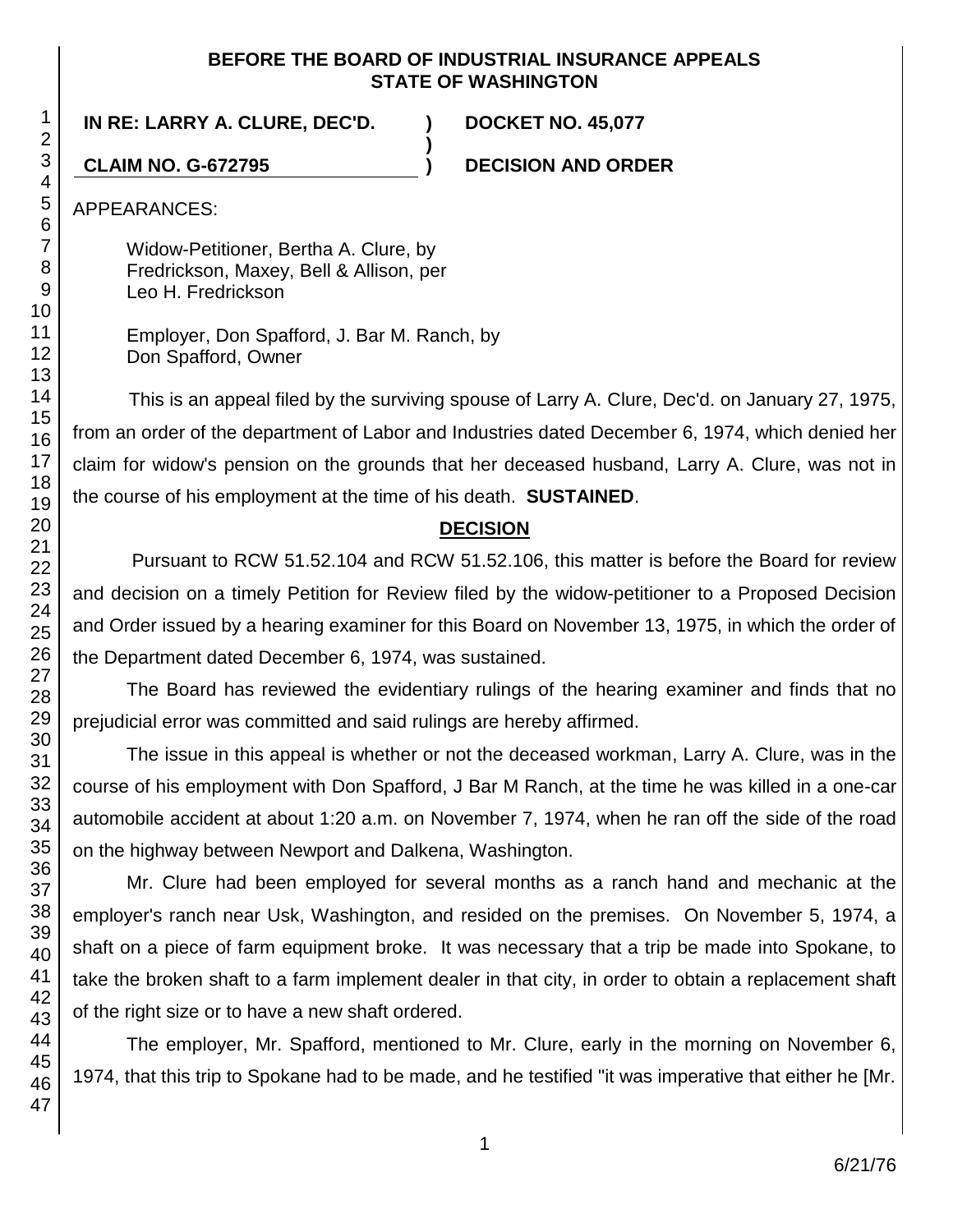**BEFORE THE BOARD OF INDUSTRIAL INSURANCE APPEALS**
**STATE OF WASHINGTON**

**IN RE: LARRY A. CLURE, DEC'D.** ) **DOCKET NO. 45,077**
)
**CLAIM NO. G-672795** ) **DECISION AND ORDER**

APPEARANCES:

Widow-Petitioner, Bertha A. Clure, by
Fredrickson, Maxey, Bell & Allison, per
Leo H. Fredrickson

Employer, Don Spafford, J. Bar M. Ranch, by
Don Spafford, Owner

This is an appeal filed by the surviving spouse of Larry A. Clure, Dec'd. on January 27, 1975, from an order of the department of Labor and Industries dated December 6, 1974, which denied her claim for widow's pension on the grounds that her deceased husband, Larry A. Clure, was not in the course of his employment at the time of his death. **SUSTAINED**.

## DECISION

Pursuant to RCW 51.52.104 and RCW 51.52.106, this matter is before the Board for review and decision on a timely Petition for Review filed by the widow-petitioner to a Proposed Decision and Order issued by a hearing examiner for this Board on November 13, 1975, in which the order of the Department dated December 6, 1974, was sustained.

The Board has reviewed the evidentiary rulings of the hearing examiner and finds that no prejudicial error was committed and said rulings are hereby affirmed.

The issue in this appeal is whether or not the deceased workman, Larry A. Clure, was in the course of his employment with Don Spafford, J Bar M Ranch, at the time he was killed in a one-car automobile accident at about 1:20 a.m. on November 7, 1974, when he ran off the side of the road on the highway between Newport and Dalkena, Washington.

Mr. Clure had been employed for several months as a ranch hand and mechanic at the employer's ranch near Usk, Washington, and resided on the premises. On November 5, 1974, a shaft on a piece of farm equipment broke. It was necessary that a trip be made into Spokane, to take the broken shaft to a farm implement dealer in that city, in order to obtain a replacement shaft of the right size or to have a new shaft ordered.

The employer, Mr. Spafford, mentioned to Mr. Clure, early in the morning on November 6, 1974, that this trip to Spokane had to be made, and he testified "it was imperative that either he [Mr.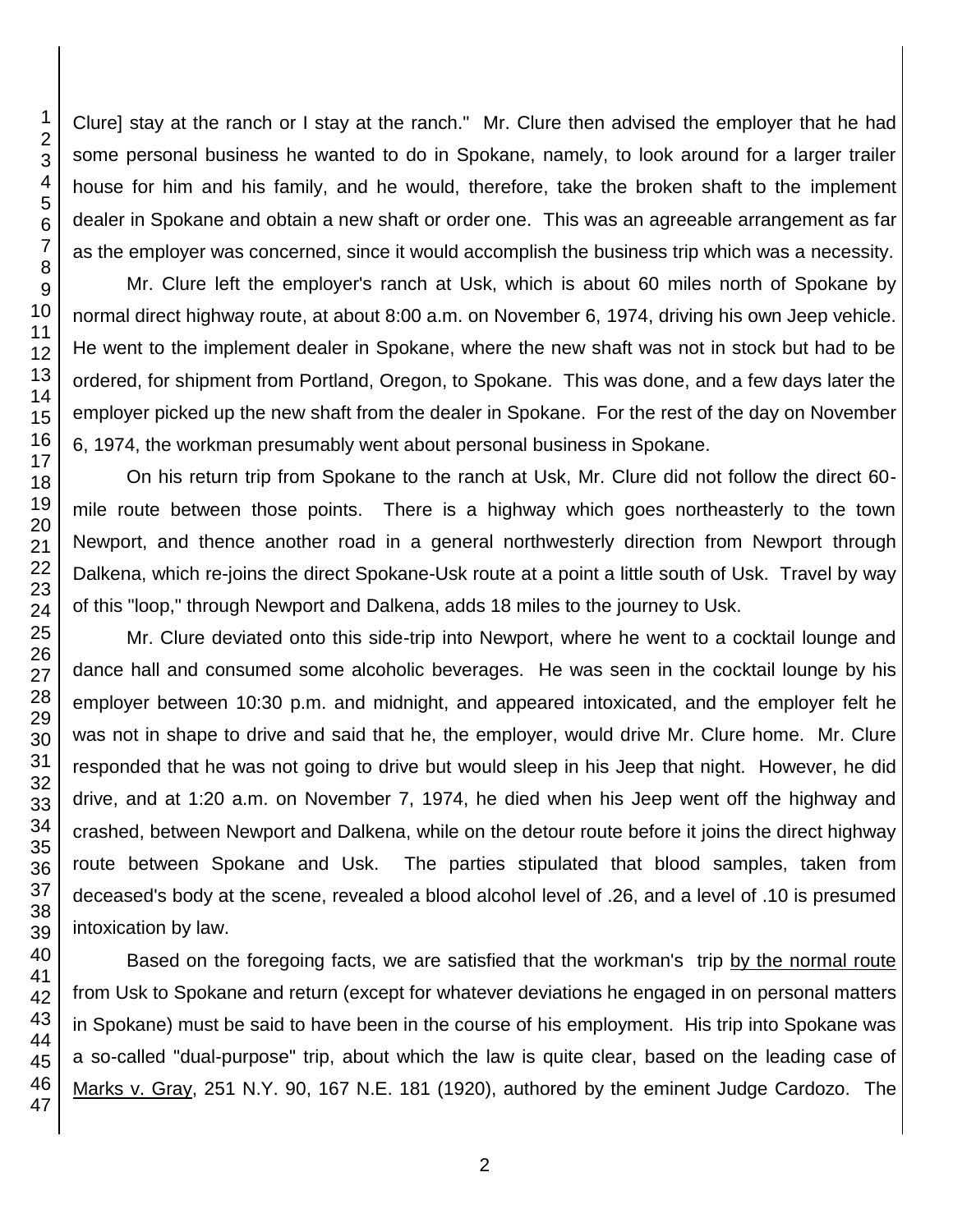Clure] stay at the ranch or I stay at the ranch." Mr. Clure then advised the employer that he had some personal business he wanted to do in Spokane, namely, to look around for a larger trailer house for him and his family, and he would, therefore, take the broken shaft to the implement dealer in Spokane and obtain a new shaft or order one. This was an agreeable arrangement as far as the employer was concerned, since it would accomplish the business trip which was a necessity.

Mr. Clure left the employer's ranch at Usk, which is about 60 miles north of Spokane by normal direct highway route, at about 8:00 a.m. on November 6, 1974, driving his own Jeep vehicle. He went to the implement dealer in Spokane, where the new shaft was not in stock but had to be ordered, for shipment from Portland, Oregon, to Spokane. This was done, and a few days later the employer picked up the new shaft from the dealer in Spokane. For the rest of the day on November 6, 1974, the workman presumably went about personal business in Spokane.

On his return trip from Spokane to the ranch at Usk, Mr. Clure did not follow the direct 60-mile route between those points. There is a highway which goes northeasterly to the town Newport, and thence another road in a general northwesterly direction from Newport through Dalkena, which re-joins the direct Spokane-Usk route at a point a little south of Usk. Travel by way of this "loop," through Newport and Dalkena, adds 18 miles to the journey to Usk.

Mr. Clure deviated onto this side-trip into Newport, where he went to a cocktail lounge and dance hall and consumed some alcoholic beverages. He was seen in the cocktail lounge by his employer between 10:30 p.m. and midnight, and appeared intoxicated, and the employer felt he was not in shape to drive and said that he, the employer, would drive Mr. Clure home. Mr. Clure responded that he was not going to drive but would sleep in his Jeep that night. However, he did drive, and at 1:20 a.m. on November 7, 1974, he died when his Jeep went off the highway and crashed, between Newport and Dalkena, while on the detour route before it joins the direct highway route between Spokane and Usk. The parties stipulated that blood samples, taken from deceased's body at the scene, revealed a blood alcohol level of .26, and a level of .10 is presumed intoxication by law.

Based on the foregoing facts, we are satisfied that the workman's trip by the normal route from Usk to Spokane and return (except for whatever deviations he engaged in on personal matters in Spokane) must be said to have been in the course of his employment. His trip into Spokane was a so-called "dual-purpose" trip, about which the law is quite clear, based on the leading case of Marks v. Gray, 251 N.Y. 90, 167 N.E. 181 (1920), authored by the eminent Judge Cardozo. The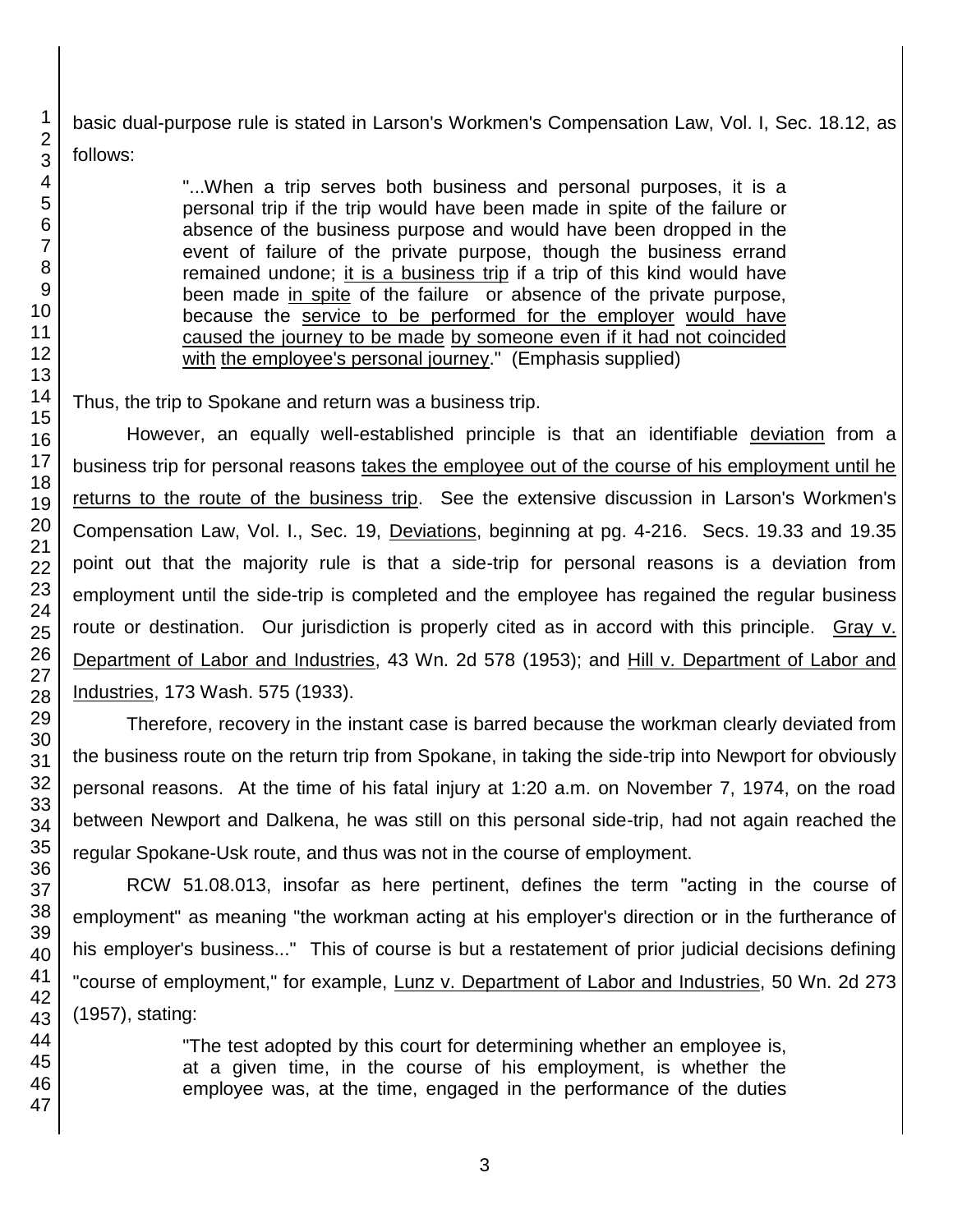basic dual-purpose rule is stated in Larson's Workmen's Compensation Law, Vol. I, Sec. 18.12, as follows:

> "...When a trip serves both business and personal purposes, it is a personal trip if the trip would have been made in spite of the failure or absence of the business purpose and would have been dropped in the event of failure of the private purpose, though the business errand remained undone; <u>it is a business trip</u> if a trip of this kind would have been made <u>in spite</u> of the failure or absence of the private purpose, because the <u>service to be performed for the employer</u> <u>would have caused the journey to be made</u> <u>by someone even if it had not coincided with</u> <u>the employee's personal journey</u>." (Emphasis supplied)

Thus, the trip to Spokane and return was a business trip.

However, an equally well-established principle is that an identifiable <u>deviation</u> from a business trip for personal reasons <u>takes the employee out of the course of his employment until he returns to the route of the business trip</u>. See the extensive discussion in Larson's Workmen's Compensation Law, Vol. I., Sec. 19, <u>Deviations</u>, beginning at pg. 4-216. Secs. 19.33 and 19.35 point out that the majority rule is that a side-trip for personal reasons is a deviation from employment until the side-trip is completed and the employee has regained the regular business route or destination. Our jurisdiction is properly cited as in accord with this principle. <u>Gray v. Department of Labor and Industries</u>, 43 Wn. 2d 578 (1953); and <u>Hill v. Department of Labor and Industries</u>, 173 Wash. 575 (1933).

Therefore, recovery in the instant case is barred because the workman clearly deviated from the business route on the return trip from Spokane, in taking the side-trip into Newport for obviously personal reasons. At the time of his fatal injury at 1:20 a.m. on November 7, 1974, on the road between Newport and Dalkena, he was still on this personal side-trip, had not again reached the regular Spokane-Usk route, and thus was not in the course of employment.

RCW 51.08.013, insofar as here pertinent, defines the term "acting in the course of employment" as meaning "the workman acting at his employer's direction or in the furtherance of his employer's business..." This of course is but a restatement of prior judicial decisions defining "course of employment," for example, <u>Lunz v. Department of Labor and Industries</u>, 50 Wn. 2d 273 (1957), stating:

> "The test adopted by this court for determining whether an employee is, at a given time, in the course of his employment, is whether the employee was, at the time, engaged in the performance of the duties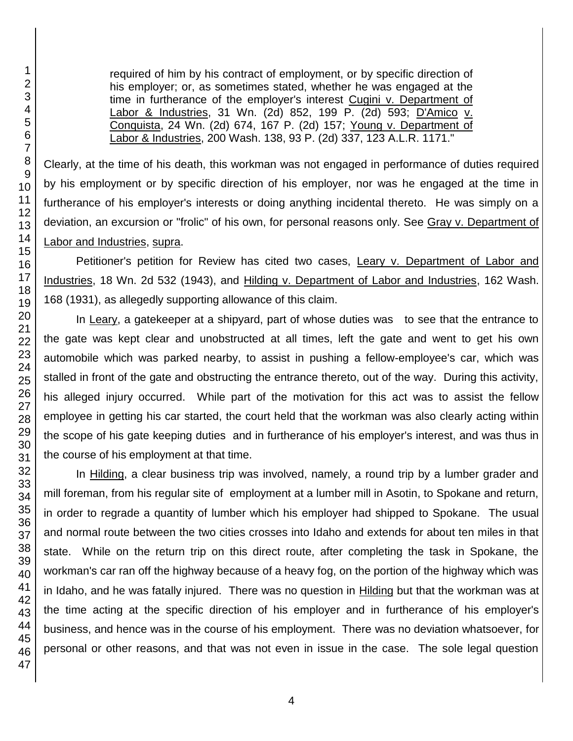> required of him by his contract of employment, or by specific direction of his employer; or, as sometimes stated, whether he was engaged at the time in furtherance of the employer's interest Cugini v. Department of Labor & Industries, 31 Wn. (2d) 852, 199 P. (2d) 593; D'Amico v. Conquista, 24 Wn. (2d) 674, 167 P. (2d) 157; Young v. Department of Labor & Industries, 200 Wash. 138, 93 P. (2d) 337, 123 A.L.R. 1171."

Clearly, at the time of his death, this workman was not engaged in performance of duties required by his employment or by specific direction of his employer, nor was he engaged at the time in furtherance of his employer's interests or doing anything incidental thereto. He was simply on a deviation, an excursion or "frolic" of his own, for personal reasons only. See Gray v. Department of Labor and Industries, supra.

Petitioner's petition for Review has cited two cases, Leary v. Department of Labor and Industries, 18 Wn. 2d 532 (1943), and Hilding v. Department of Labor and Industries, 162 Wash. 168 (1931), as allegedly supporting allowance of this claim.

In Leary, a gatekeeper at a shipyard, part of whose duties was to see that the entrance to the gate was kept clear and unobstructed at all times, left the gate and went to get his own automobile which was parked nearby, to assist in pushing a fellow-employee's car, which was stalled in front of the gate and obstructing the entrance thereto, out of the way. During this activity, his alleged injury occurred. While part of the motivation for this act was to assist the fellow employee in getting his car started, the court held that the workman was also clearly acting within the scope of his gate keeping duties and in furtherance of his employer's interest, and was thus in the course of his employment at that time.

In Hilding, a clear business trip was involved, namely, a round trip by a lumber grader and mill foreman, from his regular site of employment at a lumber mill in Asotin, to Spokane and return, in order to regrade a quantity of lumber which his employer had shipped to Spokane. The usual and normal route between the two cities crosses into Idaho and extends for about ten miles in that state. While on the return trip on this direct route, after completing the task in Spokane, the workman's car ran off the highway because of a heavy fog, on the portion of the highway which was in Idaho, and he was fatally injured. There was no question in Hilding but that the workman was at the time acting at the specific direction of his employer and in furtherance of his employer's business, and hence was in the course of his employment. There was no deviation whatsoever, for personal or other reasons, and that was not even in issue in the case. The sole legal question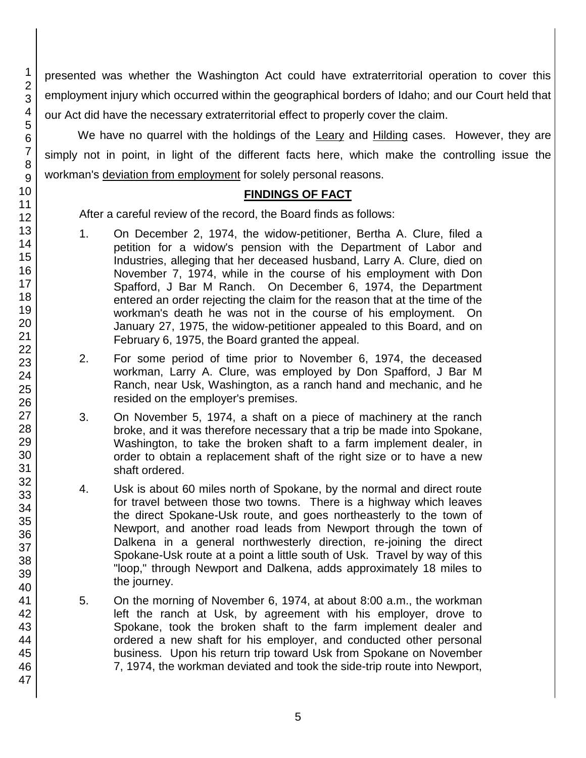presented was whether the Washington Act could have extraterritorial operation to cover this employment injury which occurred within the geographical borders of Idaho; and our Court held that our Act did have the necessary extraterritorial effect to properly cover the claim.

We have no quarrel with the holdings of the Leary and Hilding cases. However, they are simply not in point, in light of the different facts here, which make the controlling issue the workman's deviation from employment for solely personal reasons.

## FINDINGS OF FACT

After a careful review of the record, the Board finds as follows:

1. On December 2, 1974, the widow-petitioner, Bertha A. Clure, filed a petition for a widow's pension with the Department of Labor and Industries, alleging that her deceased husband, Larry A. Clure, died on November 7, 1974, while in the course of his employment with Don Spafford, J Bar M Ranch. On December 6, 1974, the Department entered an order rejecting the claim for the reason that at the time of the workman's death he was not in the course of his employment. On January 27, 1975, the widow-petitioner appealed to this Board, and on February 6, 1975, the Board granted the appeal.

2. For some period of time prior to November 6, 1974, the deceased workman, Larry A. Clure, was employed by Don Spafford, J Bar M Ranch, near Usk, Washington, as a ranch hand and mechanic, and he resided on the employer's premises.

3. On November 5, 1974, a shaft on a piece of machinery at the ranch broke, and it was therefore necessary that a trip be made into Spokane, Washington, to take the broken shaft to a farm implement dealer, in order to obtain a replacement shaft of the right size or to have a new shaft ordered.

4. Usk is about 60 miles north of Spokane, by the normal and direct route for travel between those two towns. There is a highway which leaves the direct Spokane-Usk route, and goes northeasterly to the town of Newport, and another road leads from Newport through the town of Dalkena in a general northwesterly direction, re-joining the direct Spokane-Usk route at a point a little south of Usk. Travel by way of this "loop," through Newport and Dalkena, adds approximately 18 miles to the journey.

5. On the morning of November 6, 1974, at about 8:00 a.m., the workman left the ranch at Usk, by agreement with his employer, drove to Spokane, took the broken shaft to the farm implement dealer and ordered a new shaft for his employer, and conducted other personal business. Upon his return trip toward Usk from Spokane on November 7, 1974, the workman deviated and took the side-trip route into Newport,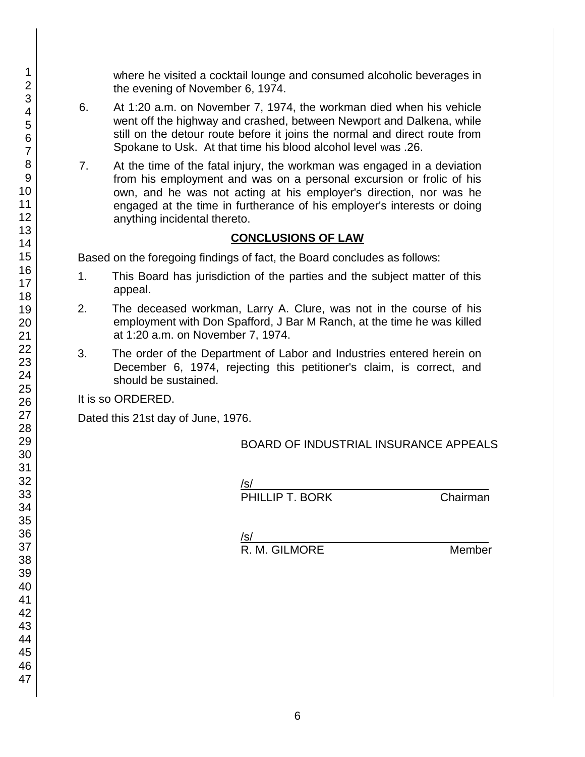where he visited a cocktail lounge and consumed alcoholic beverages in the evening of November 6, 1974.

6. At 1:20 a.m. on November 7, 1974, the workman died when his vehicle went off the highway and crashed, between Newport and Dalkena, while still on the detour route before it joins the normal and direct route from Spokane to Usk. At that time his blood alcohol level was .26.

7. At the time of the fatal injury, the workman was engaged in a deviation from his employment and was on a personal excursion or frolic of his own, and he was not acting at his employer's direction, nor was he engaged at the time in furtherance of his employer's interests or doing anything incidental thereto.

## CONCLUSIONS OF LAW

Based on the foregoing findings of fact, the Board concludes as follows:

1. This Board has jurisdiction of the parties and the subject matter of this appeal.

2. The deceased workman, Larry A. Clure, was not in the course of his employment with Don Spafford, J Bar M Ranch, at the time he was killed at 1:20 a.m. on November 7, 1974.

3. The order of the Department of Labor and Industries entered herein on December 6, 1974, rejecting this petitioner's claim, is correct, and should be sustained.

It is so ORDERED.

Dated this 21st day of June, 1976.

BOARD OF INDUSTRIAL INSURANCE APPEALS

/s/
PHILLIP T. BORK Chairman

/s/
R. M. GILMORE Member